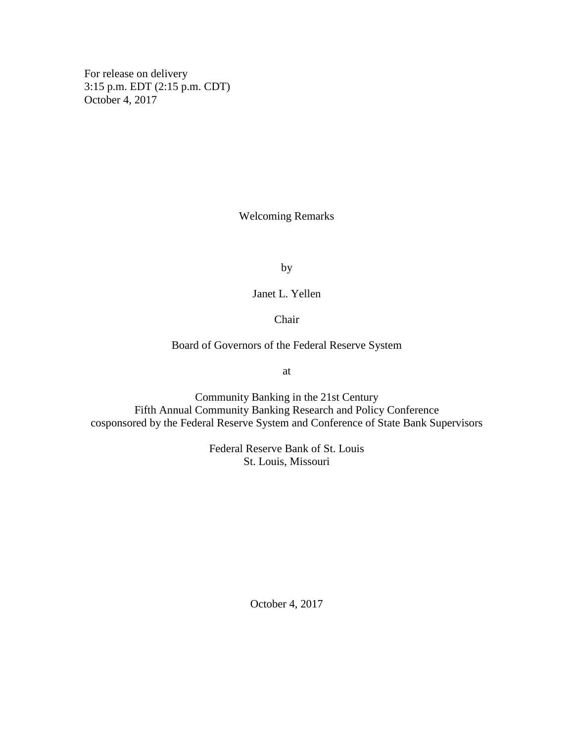For release on delivery
3:15 p.m. EDT (2:15 p.m. CDT)
October 4, 2017

# Welcoming Remarks

by

Janet L. Yellen

Chair

Board of Governors of the Federal Reserve System

at

Community Banking in the 21st Century
Fifth Annual Community Banking Research and Policy Conference
cosponsored by the Federal Reserve System and Conference of State Bank Supervisors

Federal Reserve Bank of St. Louis
St. Louis, Missouri

October 4, 2017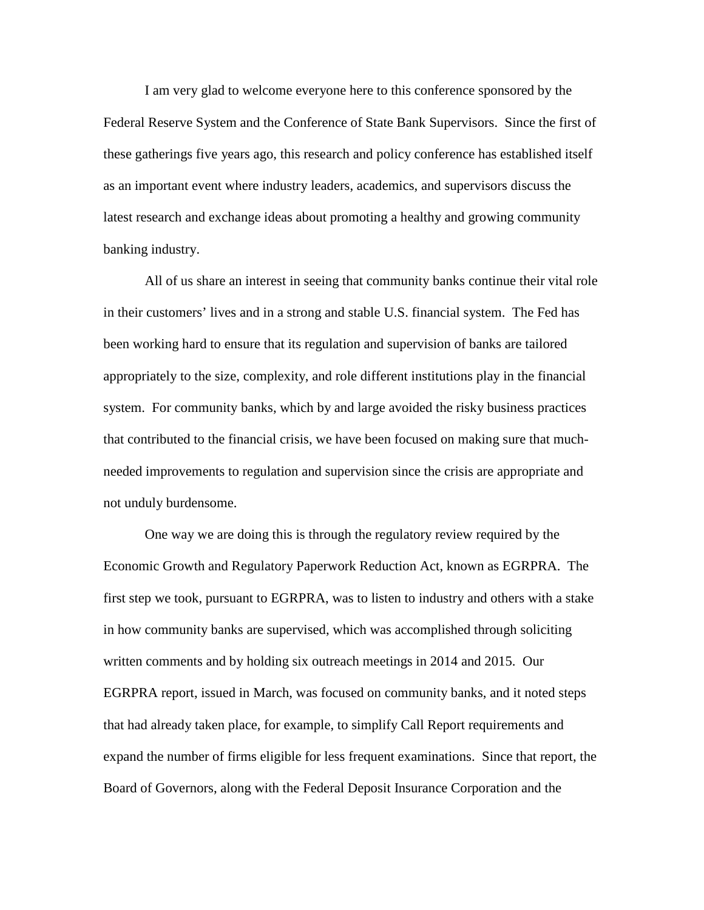I am very glad to welcome everyone here to this conference sponsored by the Federal Reserve System and the Conference of State Bank Supervisors. Since the first of these gatherings five years ago, this research and policy conference has established itself as an important event where industry leaders, academics, and supervisors discuss the latest research and exchange ideas about promoting a healthy and growing community banking industry.

All of us share an interest in seeing that community banks continue their vital role in their customers' lives and in a strong and stable U.S. financial system. The Fed has been working hard to ensure that its regulation and supervision of banks are tailored appropriately to the size, complexity, and role different institutions play in the financial system. For community banks, which by and large avoided the risky business practices that contributed to the financial crisis, we have been focused on making sure that much-needed improvements to regulation and supervision since the crisis are appropriate and not unduly burdensome.

One way we are doing this is through the regulatory review required by the Economic Growth and Regulatory Paperwork Reduction Act, known as EGRPRA. The first step we took, pursuant to EGRPRA, was to listen to industry and others with a stake in how community banks are supervised, which was accomplished through soliciting written comments and by holding six outreach meetings in 2014 and 2015. Our EGRPRA report, issued in March, was focused on community banks, and it noted steps that had already taken place, for example, to simplify Call Report requirements and expand the number of firms eligible for less frequent examinations. Since that report, the Board of Governors, along with the Federal Deposit Insurance Corporation and the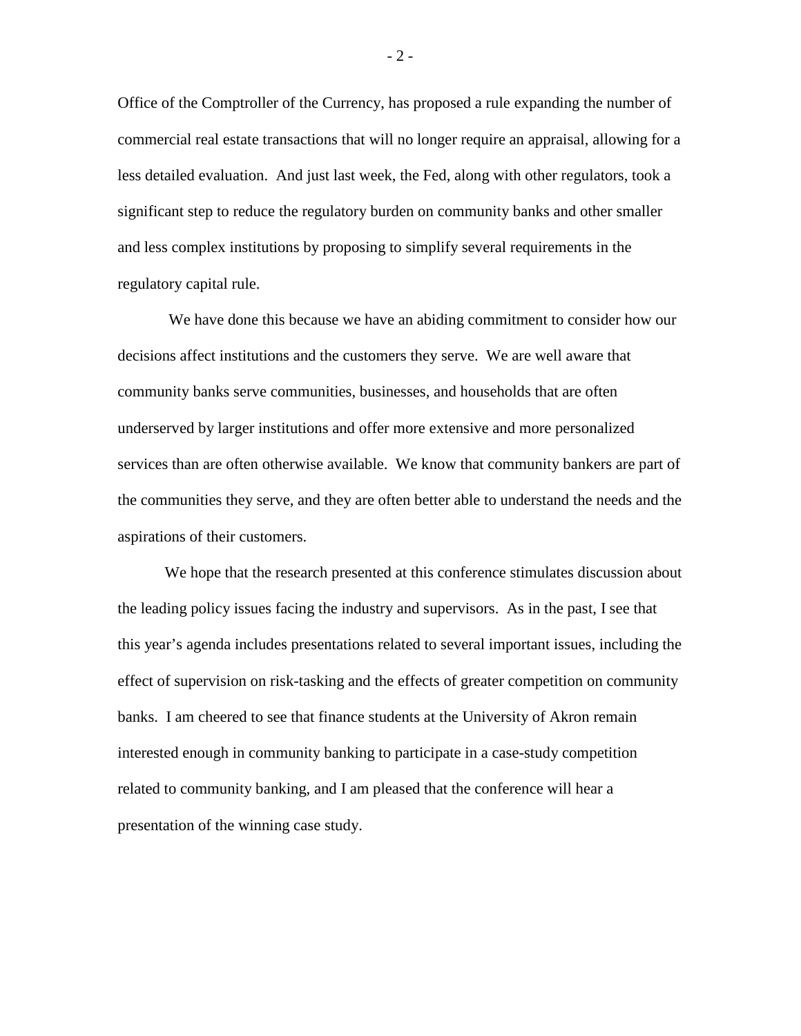Office of the Comptroller of the Currency, has proposed a rule expanding the number of commercial real estate transactions that will no longer require an appraisal, allowing for a less detailed evaluation. And just last week, the Fed, along with other regulators, took a significant step to reduce the regulatory burden on community banks and other smaller and less complex institutions by proposing to simplify several requirements in the regulatory capital rule.

We have done this because we have an abiding commitment to consider how our decisions affect institutions and the customers they serve. We are well aware that community banks serve communities, businesses, and households that are often underserved by larger institutions and offer more extensive and more personalized services than are often otherwise available. We know that community bankers are part of the communities they serve, and they are often better able to understand the needs and the aspirations of their customers.

We hope that the research presented at this conference stimulates discussion about the leading policy issues facing the industry and supervisors. As in the past, I see that this year's agenda includes presentations related to several important issues, including the effect of supervision on risk-tasking and the effects of greater competition on community banks. I am cheered to see that finance students at the University of Akron remain interested enough in community banking to participate in a case-study competition related to community banking, and I am pleased that the conference will hear a presentation of the winning case study.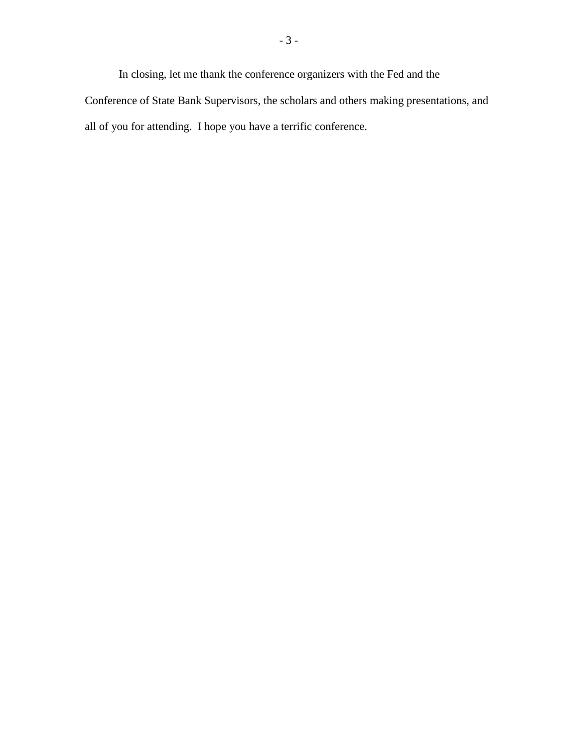In closing, let me thank the conference organizers with the Fed and the Conference of State Bank Supervisors, the scholars and others making presentations, and all of you for attending. I hope you have a terrific conference.